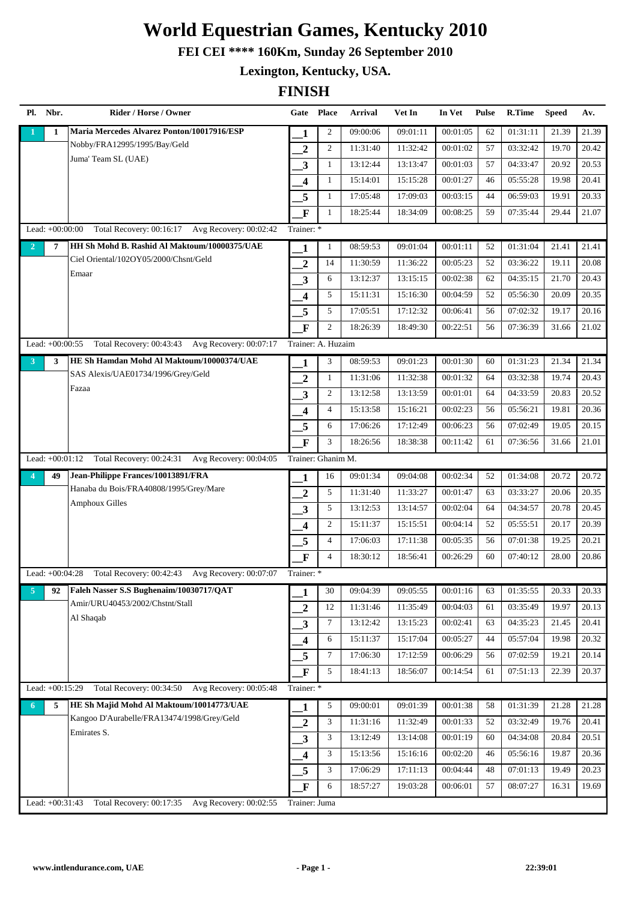# World Equestrian Games, Kentucky 2010

## FEI CEI **** 160Km, Sunday 26 September 2010

## Lexington, Kentucky, USA.

## FINISH

| Pl. | Nbr. | Rider / Horse / Owner | Gate | Place | Arrival | Vet In | In Vet | Pulse | R.Time | Speed | Av. |
|---|---|---|---|---|---|---|---|---|---|---|---|
| 1 | 1 | **Maria Mercedes Alvarez Ponton/10017916/ESP** | 1 | 2 | 09:00:06 | 09:01:11 | 00:01:05 | 62 | 01:31:11 | 21.39 | 21.39 |
| | | Nobby/FRA12995/1995/Bay/Geld | 2 | 2 | 11:31:40 | 11:32:42 | 00:01:02 | 57 | 03:32:42 | 19.70 | 20.42 |
| | | Juma' Team SL (UAE) | 3 | 1 | 13:12:44 | 13:13:47 | 00:01:03 | 57 | 04:33:47 | 20.92 | 20.53 |
| | | | 4 | 1 | 15:14:01 | 15:15:28 | 00:01:27 | 46 | 05:55:28 | 19.98 | 20.41 |
| | | | 5 | 1 | 17:05:48 | 17:09:03 | 00:03:15 | 44 | 06:59:03 | 19.91 | 20.33 |
| | | | F | 1 | 18:25:44 | 18:34:09 | 00:08:25 | 59 | 07:35:44 | 29.44 | 21.07 |
| | | Lead: +00:00:00 Total Recovery: 00:16:17 Avg Recovery: 00:02:42 | Trainer: * | | | | | | | | |
| 2 | 7 | **HH Sh Mohd B. Rashid Al Maktoum/10000375/UAE** | 1 | 1 | 08:59:53 | 09:01:04 | 00:01:11 | 52 | 01:31:04 | 21.41 | 21.41 |
| | | Ciel Oriental/102OY05/2000/Chsnt/Geld | 2 | 14 | 11:30:59 | 11:36:22 | 00:05:23 | 52 | 03:36:22 | 19.11 | 20.08 |
| | | Emaar | 3 | 6 | 13:12:37 | 13:15:15 | 00:02:38 | 62 | 04:35:15 | 21.70 | 20.43 |
| | | | 4 | 5 | 15:11:31 | 15:16:30 | 00:04:59 | 52 | 05:56:30 | 20.09 | 20.35 |
| | | | 5 | 5 | 17:05:51 | 17:12:32 | 00:06:41 | 56 | 07:02:32 | 19.17 | 20.16 |
| | | | F | 2 | 18:26:39 | 18:49:30 | 00:22:51 | 56 | 07:36:39 | 31.66 | 21.02 |
| | | Lead: +00:00:55 Total Recovery: 00:43:43 Avg Recovery: 00:07:17 | Trainer: A. Huzaim | | | | | | | | |
| 3 | 3 | **HE Sh Hamdan Mohd Al Maktoum/10000374/UAE** | 1 | 3 | 08:59:53 | 09:01:23 | 00:01:30 | 60 | 01:31:23 | 21.34 | 21.34 |
| | | SAS Alexis/UAE01734/1996/Grey/Geld | 2 | 1 | 11:31:06 | 11:32:38 | 00:01:32 | 64 | 03:32:38 | 19.74 | 20.43 |
| | | Fazaa | 3 | 2 | 13:12:58 | 13:13:59 | 00:01:01 | 64 | 04:33:59 | 20.83 | 20.52 |
| | | | 4 | 4 | 15:13:58 | 15:16:21 | 00:02:23 | 56 | 05:56:21 | 19.81 | 20.36 |
| | | | 5 | 6 | 17:06:26 | 17:12:49 | 00:06:23 | 56 | 07:02:49 | 19.05 | 20.15 |
| | | | F | 3 | 18:26:56 | 18:38:38 | 00:11:42 | 61 | 07:36:56 | 31.66 | 21.01 |
| | | Lead: +00:01:12 Total Recovery: 00:24:31 Avg Recovery: 00:04:05 | Trainer: Ghanim M. | | | | | | | | |
| 4 | 49 | **Jean-Philippe Frances/10013891/FRA** | 1 | 16 | 09:01:34 | 09:04:08 | 00:02:34 | 52 | 01:34:08 | 20.72 | 20.72 |
| | | Hanaba du Bois/FRA40808/1995/Grey/Mare | 2 | 5 | 11:31:40 | 11:33:27 | 00:01:47 | 63 | 03:33:27 | 20.06 | 20.35 |
| | | Amphoux Gilles | 3 | 5 | 13:12:53 | 13:14:57 | 00:02:04 | 64 | 04:34:57 | 20.78 | 20.45 |
| | | | 4 | 2 | 15:11:37 | 15:15:51 | 00:04:14 | 52 | 05:55:51 | 20.17 | 20.39 |
| | | | 5 | 4 | 17:06:03 | 17:11:38 | 00:05:35 | 56 | 07:01:38 | 19.25 | 20.21 |
| | | | F | 4 | 18:30:12 | 18:56:41 | 00:26:29 | 60 | 07:40:12 | 28.00 | 20.86 |
| | | Lead: +00:04:28 Total Recovery: 00:42:43 Avg Recovery: 00:07:07 | Trainer: * | | | | | | | | |
| 5 | 92 | **Faleh Nasser S.S Bughenaim/10030717/QAT** | 1 | 30 | 09:04:39 | 09:05:55 | 00:01:16 | 63 | 01:35:55 | 20.33 | 20.33 |
| | | Amir/URU40453/2002/Chstnt/Stall | 2 | 12 | 11:31:46 | 11:35:49 | 00:04:03 | 61 | 03:35:49 | 19.97 | 20.13 |
| | | Al Shaqab | 3 | 7 | 13:12:42 | 13:15:23 | 00:02:41 | 63 | 04:35:23 | 21.45 | 20.41 |
| | | | 4 | 6 | 15:11:37 | 15:17:04 | 00:05:27 | 44 | 05:57:04 | 19.98 | 20.32 |
| | | | 5 | 7 | 17:06:30 | 17:12:59 | 00:06:29 | 56 | 07:02:59 | 19.21 | 20.14 |
| | | | F | 5 | 18:41:13 | 18:56:07 | 00:14:54 | 61 | 07:51:13 | 22.39 | 20.37 |
| | | Lead: +00:15:29 Total Recovery: 00:34:50 Avg Recovery: 00:05:48 | Trainer: * | | | | | | | | |
| 6 | 5 | **HE Sh Majid Mohd Al Maktoum/10014773/UAE** | 1 | 5 | 09:00:01 | 09:01:39 | 00:01:38 | 58 | 01:31:39 | 21.28 | 21.28 |
| | | Kangoo D'Aurabelle/FRA13474/1998/Grey/Geld | 2 | 3 | 11:31:16 | 11:32:49 | 00:01:33 | 52 | 03:32:49 | 19.76 | 20.41 |
| | | Emirates S. | 3 | 3 | 13:12:49 | 13:14:08 | 00:01:19 | 60 | 04:34:08 | 20.84 | 20.51 |
| | | | 4 | 3 | 15:13:56 | 15:16:16 | 00:02:20 | 46 | 05:56:16 | 19.87 | 20.36 |
| | | | 5 | 3 | 17:06:29 | 17:11:13 | 00:04:44 | 48 | 07:01:13 | 19.49 | 20.23 |
| | | | F | 6 | 18:57:27 | 19:03:28 | 00:06:01 | 57 | 08:07:27 | 16.31 | 19.69 |
| | | Lead: +00:31:43 Total Recovery: 00:17:35 Avg Recovery: 00:02:55 | Trainer: Juma | | | | | | | | |

www.intlendurance.com, UAE

22:39:01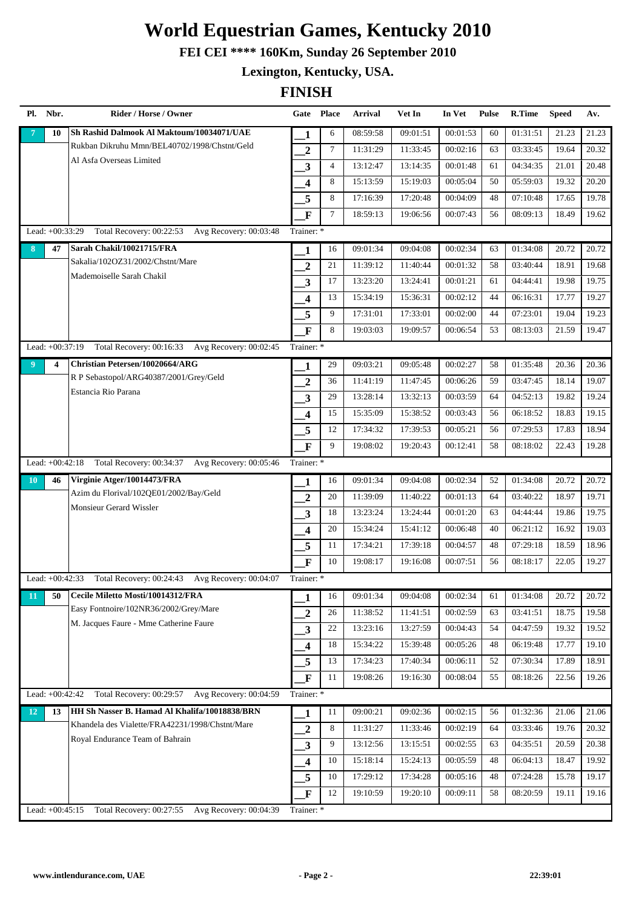# World Equestrian Games, Kentucky 2010

## FEI CEI **** 160Km, Sunday 26 September 2010

## Lexington, Kentucky, USA.

## FINISH

| Pl. | Nbr. | Rider / Horse / Owner | Gate | Place | Arrival | Vet In | In Vet | Pulse | R.Time | Speed | Av. |
|---|---|---|---|---|---|---|---|---|---|---|---|
| 7 | 10 | Sh Rashid Dalmook Al Maktoum/10034071/UAE | 1 | 6 | 08:59:58 | 09:01:51 | 00:01:53 | 60 | 01:31:51 | 21.23 | 21.23 |
| | | Rukban Dikruhu Mmn/BEL40702/1998/Chstnt/Geld | 2 | 7 | 11:31:29 | 11:33:45 | 00:02:16 | 63 | 03:33:45 | 19.64 | 20.32 |
| | | Al Asfa Overseas Limited | 3 | 4 | 13:12:47 | 13:14:35 | 00:01:48 | 61 | 04:34:35 | 21.01 | 20.48 |
| | | | 4 | 8 | 15:13:59 | 15:19:03 | 00:05:04 | 50 | 05:59:03 | 19.32 | 20.20 |
| | | | 5 | 8 | 17:16:39 | 17:20:48 | 00:04:09 | 48 | 07:10:48 | 17.65 | 19.78 |
| | | | F | 7 | 18:59:13 | 19:06:56 | 00:07:43 | 56 | 08:09:13 | 18.49 | 19.62 |
| | | Lead: +00:33:29 Total Recovery: 00:22:53 Avg Recovery: 00:03:48 | Trainer: * | | | | | | | | |
| 8 | 47 | Sarah Chakil/10021715/FRA | 1 | 16 | 09:01:34 | 09:04:08 | 00:02:34 | 63 | 01:34:08 | 20.72 | 20.72 |
| | | Sakalia/102OZ31/2002/Chstnt/Mare | 2 | 21 | 11:39:12 | 11:40:44 | 00:01:32 | 58 | 03:40:44 | 18.91 | 19.68 |
| | | Mademoiselle Sarah Chakil | 3 | 17 | 13:23:20 | 13:24:41 | 00:01:21 | 61 | 04:44:41 | 19.98 | 19.75 |
| | | | 4 | 13 | 15:34:19 | 15:36:31 | 00:02:12 | 44 | 06:16:31 | 17.77 | 19.27 |
| | | | 5 | 9 | 17:31:01 | 17:33:01 | 00:02:00 | 44 | 07:23:01 | 19.04 | 19.23 |
| | | | F | 8 | 19:03:03 | 19:09:57 | 00:06:54 | 53 | 08:13:03 | 21.59 | 19.47 |
| | | Lead: +00:37:19 Total Recovery: 00:16:33 Avg Recovery: 00:02:45 | Trainer: * | | | | | | | | |
| 9 | 4 | Christian Petersen/10020664/ARG | 1 | 29 | 09:03:21 | 09:05:48 | 00:02:27 | 58 | 01:35:48 | 20.36 | 20.36 |
| | | R P Sebastopol/ARG40387/2001/Grey/Geld | 2 | 36 | 11:41:19 | 11:47:45 | 00:06:26 | 59 | 03:47:45 | 18.14 | 19.07 |
| | | Estancia Rio Parana | 3 | 29 | 13:28:14 | 13:32:13 | 00:03:59 | 64 | 04:52:13 | 19.82 | 19.24 |
| | | | 4 | 15 | 15:35:09 | 15:38:52 | 00:03:43 | 56 | 06:18:52 | 18.83 | 19.15 |
| | | | 5 | 12 | 17:34:32 | 17:39:53 | 00:05:21 | 56 | 07:29:53 | 17.83 | 18.94 |
| | | | F | 9 | 19:08:02 | 19:20:43 | 00:12:41 | 58 | 08:18:02 | 22.43 | 19.28 |
| | | Lead: +00:42:18 Total Recovery: 00:34:37 Avg Recovery: 00:05:46 | Trainer: * | | | | | | | | |
| 10 | 46 | Virginie Atger/10014473/FRA | 1 | 16 | 09:01:34 | 09:04:08 | 00:02:34 | 52 | 01:34:08 | 20.72 | 20.72 |
| | | Azim du Florival/102QE01/2002/Bay/Geld | 2 | 20 | 11:39:09 | 11:40:22 | 00:01:13 | 64 | 03:40:22 | 18.97 | 19.71 |
| | | Monsieur Gerard Wissler | 3 | 18 | 13:23:24 | 13:24:44 | 00:01:20 | 63 | 04:44:44 | 19.86 | 19.75 |
| | | | 4 | 20 | 15:34:24 | 15:41:12 | 00:06:48 | 40 | 06:21:12 | 16.92 | 19.03 |
| | | | 5 | 11 | 17:34:21 | 17:39:18 | 00:04:57 | 48 | 07:29:18 | 18.59 | 18.96 |
| | | | F | 10 | 19:08:17 | 19:16:08 | 00:07:51 | 56 | 08:18:17 | 22.05 | 19.27 |
| | | Lead: +00:42:33 Total Recovery: 00:24:43 Avg Recovery: 00:04:07 | Trainer: * | | | | | | | | |
| 11 | 50 | Cecile Miletto Mosti/10014312/FRA | 1 | 16 | 09:01:34 | 09:04:08 | 00:02:34 | 61 | 01:34:08 | 20.72 | 20.72 |
| | | Easy Fontnoire/102NR36/2002/Grey/Mare | 2 | 26 | 11:38:52 | 11:41:51 | 00:02:59 | 63 | 03:41:51 | 18.75 | 19.58 |
| | | M. Jacques Faure - Mme Catherine Faure | 3 | 22 | 13:23:16 | 13:27:59 | 00:04:43 | 54 | 04:47:59 | 19.32 | 19.52 |
| | | | 4 | 18 | 15:34:22 | 15:39:48 | 00:05:26 | 48 | 06:19:48 | 17.77 | 19.10 |
| | | | 5 | 13 | 17:34:23 | 17:40:34 | 00:06:11 | 52 | 07:30:34 | 17.89 | 18.91 |
| | | | F | 11 | 19:08:26 | 19:16:30 | 00:08:04 | 55 | 08:18:26 | 22.56 | 19.26 |
| | | Lead: +00:42:42 Total Recovery: 00:29:57 Avg Recovery: 00:04:59 | Trainer: * | | | | | | | | |
| 12 | 13 | HH Sh Nasser B. Hamad Al Khalifa/10018838/BRN | 1 | 11 | 09:00:21 | 09:02:36 | 00:02:15 | 56 | 01:32:36 | 21.06 | 21.06 |
| | | Khandela des Vialette/FRA42231/1998/Chstnt/Mare | 2 | 8 | 11:31:27 | 11:33:46 | 00:02:19 | 64 | 03:33:46 | 19.76 | 20.32 |
| | | Royal Endurance Team of Bahrain | 3 | 9 | 13:12:56 | 13:15:51 | 00:02:55 | 63 | 04:35:51 | 20.59 | 20.38 |
| | | | 4 | 10 | 15:18:14 | 15:24:13 | 00:05:59 | 48 | 06:04:13 | 18.47 | 19.92 |
| | | | 5 | 10 | 17:29:12 | 17:34:28 | 00:05:16 | 48 | 07:24:28 | 15.78 | 19.17 |
| | | | F | 12 | 19:10:59 | 19:20:10 | 00:09:11 | 58 | 08:20:59 | 19.11 | 19.16 |
| | | Lead: +00:45:15 Total Recovery: 00:27:55 Avg Recovery: 00:04:39 | Trainer: * | | | | | | | | |

www.intlendurance.com, UAE

22:39:01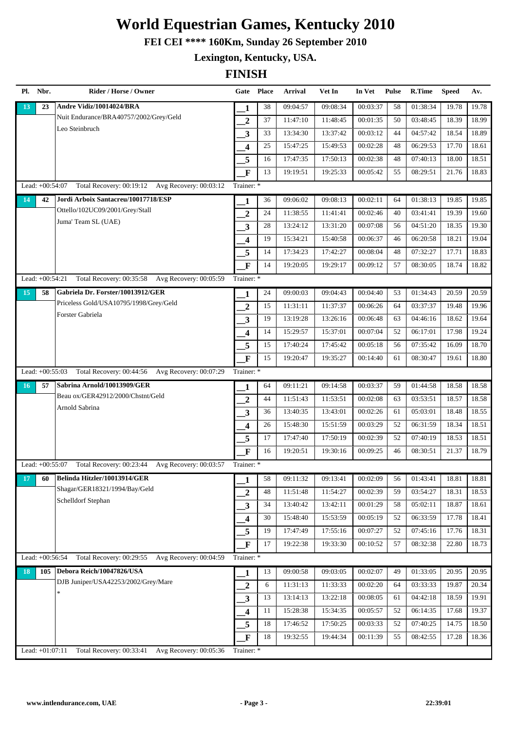# World Equestrian Games, Kentucky 2010

**FEI CEI \*\*\*\* 160Km, Sunday 26 September 2010**

**Lexington, Kentucky, USA.**

## FINISH

| Pl. | Nbr. | Rider / Horse / Owner | Gate | Place | Arrival | Vet In | In Vet | Pulse | R.Time | Speed | Av. |
|---|---|---|---|---|---|---|---|---|---|---|---|
| 13 | 23 | **Andre Vidiz/10014024/BRA** | 1 | 38 | 09:04:57 | 09:08:34 | 00:03:37 | 58 | 01:38:34 | 19.78 | 19.78 |
| | | Nuit Endurance/BRA40757/2002/Grey/Geld | 2 | 37 | 11:47:10 | 11:48:45 | 00:01:35 | 50 | 03:48:45 | 18.39 | 18.99 |
| | | Leo Steinbruch | 3 | 33 | 13:34:30 | 13:37:42 | 00:03:12 | 44 | 04:57:42 | 18.54 | 18.89 |
| | | | 4 | 25 | 15:47:25 | 15:49:53 | 00:02:28 | 48 | 06:29:53 | 17.70 | 18.61 |
| | | | 5 | 16 | 17:47:35 | 17:50:13 | 00:02:38 | 48 | 07:40:13 | 18.00 | 18.51 |
| | | | F | 13 | 19:19:51 | 19:25:33 | 00:05:42 | 55 | 08:29:51 | 21.76 | 18.83 |
| Lead: +00:54:07 | | Total Recovery: 00:19:12 Avg Recovery: 00:03:12 | Trainer: * | | | | | | | | |
| 14 | 42 | **Jordi Arboix Santacreu/10017718/ESP** | 1 | 36 | 09:06:02 | 09:08:13 | 00:02:11 | 64 | 01:38:13 | 19.85 | 19.85 |
| | | Ottello/102UC09/2001/Grey/Stall | 2 | 24 | 11:38:55 | 11:41:41 | 00:02:46 | 40 | 03:41:41 | 19.39 | 19.60 |
| | | Juma' Team SL (UAE) | 3 | 28 | 13:24:12 | 13:31:20 | 00:07:08 | 56 | 04:51:20 | 18.35 | 19.30 |
| | | | 4 | 19 | 15:34:21 | 15:40:58 | 00:06:37 | 46 | 06:20:58 | 18.21 | 19.04 |
| | | | 5 | 14 | 17:34:23 | 17:42:27 | 00:08:04 | 48 | 07:32:27 | 17.71 | 18.83 |
| | | | F | 14 | 19:20:05 | 19:29:17 | 00:09:12 | 57 | 08:30:05 | 18.74 | 18.82 |
| Lead: +00:54:21 | | Total Recovery: 00:35:58 Avg Recovery: 00:05:59 | Trainer: * | | | | | | | | |
| 15 | 58 | **Gabriela Dr. Forster/10013912/GER** | 1 | 24 | 09:00:03 | 09:04:43 | 00:04:40 | 53 | 01:34:43 | 20.59 | 20.59 |
| | | Priceless Gold/USA10795/1998/Grey/Geld | 2 | 15 | 11:31:11 | 11:37:37 | 00:06:26 | 64 | 03:37:37 | 19.48 | 19.96 |
| | | Forster Gabriela | 3 | 19 | 13:19:28 | 13:26:16 | 00:06:48 | 63 | 04:46:16 | 18.62 | 19.64 |
| | | | 4 | 14 | 15:29:57 | 15:37:01 | 00:07:04 | 52 | 06:17:01 | 17.98 | 19.24 |
| | | | 5 | 15 | 17:40:24 | 17:45:42 | 00:05:18 | 56 | 07:35:42 | 16.09 | 18.70 |
| | | | F | 15 | 19:20:47 | 19:35:27 | 00:14:40 | 61 | 08:30:47 | 19.61 | 18.80 |
| Lead: +00:55:03 | | Total Recovery: 00:44:56 Avg Recovery: 00:07:29 | Trainer: * | | | | | | | | |
| 16 | 57 | **Sabrina Arnold/10013909/GER** | 1 | 64 | 09:11:21 | 09:14:58 | 00:03:37 | 59 | 01:44:58 | 18.58 | 18.58 |
| | | Beau ox/GER42912/2000/Chstnt/Geld | 2 | 44 | 11:51:43 | 11:53:51 | 00:02:08 | 63 | 03:53:51 | 18.57 | 18.58 |
| | | Arnold Sabrina | 3 | 36 | 13:40:35 | 13:43:01 | 00:02:26 | 61 | 05:03:01 | 18.48 | 18.55 |
| | | | 4 | 26 | 15:48:30 | 15:51:59 | 00:03:29 | 52 | 06:31:59 | 18.34 | 18.51 |
| | | | 5 | 17 | 17:47:40 | 17:50:19 | 00:02:39 | 52 | 07:40:19 | 18.53 | 18.51 |
| | | | F | 16 | 19:20:51 | 19:30:16 | 00:09:25 | 46 | 08:30:51 | 21.37 | 18.79 |
| Lead: +00:55:07 | | Total Recovery: 00:23:44 Avg Recovery: 00:03:57 | Trainer: * | | | | | | | | |
| 17 | 60 | **Belinda Hitzler/10013914/GER** | 1 | 58 | 09:11:32 | 09:13:41 | 00:02:09 | 56 | 01:43:41 | 18.81 | 18.81 |
| | | Shagar/GER18321/1994/Bay/Geld | 2 | 48 | 11:51:48 | 11:54:27 | 00:02:39 | 59 | 03:54:27 | 18.31 | 18.53 |
| | | Schelldorf Stephan | 3 | 34 | 13:40:42 | 13:42:11 | 00:01:29 | 58 | 05:02:11 | 18.87 | 18.61 |
| | | | 4 | 30 | 15:48:40 | 15:53:59 | 00:05:19 | 52 | 06:33:59 | 17.78 | 18.41 |
| | | | 5 | 19 | 17:47:49 | 17:55:16 | 00:07:27 | 52 | 07:45:16 | 17.76 | 18.31 |
| | | | F | 17 | 19:22:38 | 19:33:30 | 00:10:52 | 57 | 08:32:38 | 22.80 | 18.73 |
| Lead: +00:56:54 | | Total Recovery: 00:29:55 Avg Recovery: 00:04:59 | Trainer: * | | | | | | | | |
| 18 | 105 | **Debora Reich/10047826/USA** | 1 | 13 | 09:00:58 | 09:03:05 | 00:02:07 | 49 | 01:33:05 | 20.95 | 20.95 |
| | | DJB Juniper/USA42253/2002/Grey/Mare | 2 | 6 | 11:31:13 | 11:33:33 | 00:02:20 | 64 | 03:33:33 | 19.87 | 20.34 |
| | | * | 3 | 13 | 13:14:13 | 13:22:18 | 00:08:05 | 61 | 04:42:18 | 18.59 | 19.91 |
| | | | 4 | 11 | 15:28:38 | 15:34:35 | 00:05:57 | 52 | 06:14:35 | 17.68 | 19.37 |
| | | | 5 | 18 | 17:46:52 | 17:50:25 | 00:03:33 | 52 | 07:40:25 | 14.75 | 18.50 |
| | | | F | 18 | 19:32:55 | 19:44:34 | 00:11:39 | 55 | 08:42:55 | 17.28 | 18.36 |
| Lead: +01:07:11 | | Total Recovery: 00:33:41 Avg Recovery: 00:05:36 | Trainer: * | | | | | | | | |

www.intlendurance.com, UAE — 22:39:01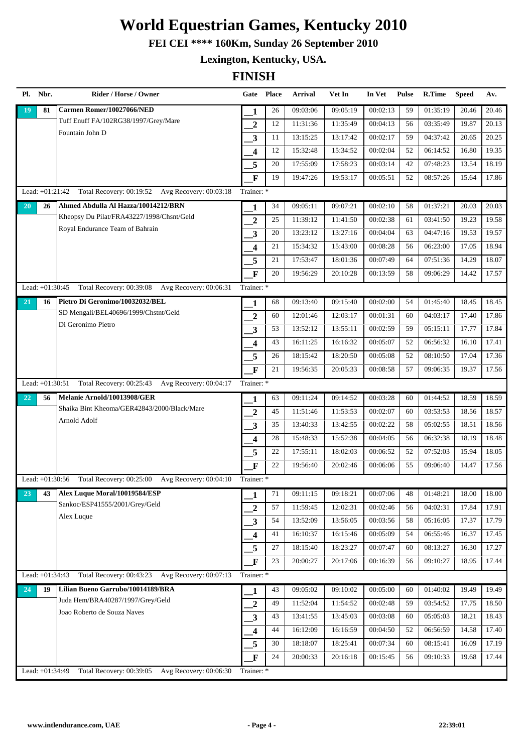# World Equestrian Games, Kentucky 2010

**FEI CEI \*\*\*\* 160Km, Sunday 26 September 2010**

**Lexington, Kentucky, USA.**

## FINISH

| Pl. | Nbr. | Rider / Horse / Owner | Gate | Place | Arrival | Vet In | In Vet | Pulse | R.Time | Speed | Av. |
|---|---|---|---|---|---|---|---|---|---|---|---|
| 19 | 81 | **Carmen Romer/10027066/NED** | 1 | 26 | 09:03:06 | 09:05:19 | 00:02:13 | 59 | 01:35:19 | 20.46 | 20.46 |
| | | Tuff Enuff FA/102RG38/1997/Grey/Mare | 2 | 12 | 11:31:36 | 11:35:49 | 00:04:13 | 56 | 03:35:49 | 19.87 | 20.13 |
| | | Fountain John D | 3 | 11 | 13:15:25 | 13:17:42 | 00:02:17 | 59 | 04:37:42 | 20.65 | 20.25 |
| | | | 4 | 12 | 15:32:48 | 15:34:52 | 00:02:04 | 52 | 06:14:52 | 16.80 | 19.35 |
| | | | 5 | 20 | 17:55:09 | 17:58:23 | 00:03:14 | 42 | 07:48:23 | 13.54 | 18.19 |
| | | | F | 19 | 19:47:26 | 19:53:17 | 00:05:51 | 52 | 08:57:26 | 15.64 | 17.86 |
| Lead: +01:21:42 | | Total Recovery: 00:19:52 Avg Recovery: 00:03:18 | Trainer: * | | | | | | | | |
| 20 | 26 | **Ahmed Abdulla Al Hazza/10014212/BRN** | 1 | 34 | 09:05:11 | 09:07:21 | 00:02:10 | 58 | 01:37:21 | 20.03 | 20.03 |
| | | Kheopsy Du Pilat/FRA43227/1998/Chsnt/Geld | 2 | 25 | 11:39:12 | 11:41:50 | 00:02:38 | 61 | 03:41:50 | 19.23 | 19.58 |
| | | Royal Endurance Team of Bahrain | 3 | 20 | 13:23:12 | 13:27:16 | 00:04:04 | 63 | 04:47:16 | 19.53 | 19.57 |
| | | | 4 | 21 | 15:34:32 | 15:43:00 | 00:08:28 | 56 | 06:23:00 | 17.05 | 18.94 |
| | | | 5 | 21 | 17:53:47 | 18:01:36 | 00:07:49 | 64 | 07:51:36 | 14.29 | 18.07 |
| | | | F | 20 | 19:56:29 | 20:10:28 | 00:13:59 | 58 | 09:06:29 | 14.42 | 17.57 |
| Lead: +01:30:45 | | Total Recovery: 00:39:08 Avg Recovery: 00:06:31 | Trainer: * | | | | | | | | |
| 21 | 16 | **Pietro Di Geronimo/10032032/BEL** | 1 | 68 | 09:13:40 | 09:15:40 | 00:02:00 | 54 | 01:45:40 | 18.45 | 18.45 |
| | | SD Mengali/BEL40696/1999/Chstnt/Geld | 2 | 60 | 12:01:46 | 12:03:17 | 00:01:31 | 60 | 04:03:17 | 17.40 | 17.86 |
| | | Di Geronimo Pietro | 3 | 53 | 13:52:12 | 13:55:11 | 00:02:59 | 59 | 05:15:11 | 17.77 | 17.84 |
| | | | 4 | 43 | 16:11:25 | 16:16:32 | 00:05:07 | 52 | 06:56:32 | 16.10 | 17.41 |
| | | | 5 | 26 | 18:15:42 | 18:20:50 | 00:05:08 | 52 | 08:10:50 | 17.04 | 17.36 |
| | | | F | 21 | 19:56:35 | 20:05:33 | 00:08:58 | 57 | 09:06:35 | 19.37 | 17.56 |
| Lead: +01:30:51 | | Total Recovery: 00:25:43 Avg Recovery: 00:04:17 | Trainer: * | | | | | | | | |
| 22 | 56 | **Melanie Arnold/10013908/GER** | 1 | 63 | 09:11:24 | 09:14:52 | 00:03:28 | 60 | 01:44:52 | 18.59 | 18.59 |
| | | Shaika Bint Kheoma/GER42843/2000/Black/Mare | 2 | 45 | 11:51:46 | 11:53:53 | 00:02:07 | 60 | 03:53:53 | 18.56 | 18.57 |
| | | Arnold Adolf | 3 | 35 | 13:40:33 | 13:42:55 | 00:02:22 | 58 | 05:02:55 | 18.51 | 18.56 |
| | | | 4 | 28 | 15:48:33 | 15:52:38 | 00:04:05 | 56 | 06:32:38 | 18.19 | 18.48 |
| | | | 5 | 22 | 17:55:11 | 18:02:03 | 00:06:52 | 52 | 07:52:03 | 15.94 | 18.05 |
| | | | F | 22 | 19:56:40 | 20:02:46 | 00:06:06 | 55 | 09:06:40 | 14.47 | 17.56 |
| Lead: +01:30:56 | | Total Recovery: 00:25:00 Avg Recovery: 00:04:10 | Trainer: * | | | | | | | | |
| 23 | 43 | **Alex Luque Moral/10019584/ESP** | 1 | 71 | 09:11:15 | 09:18:21 | 00:07:06 | 48 | 01:48:21 | 18.00 | 18.00 |
| | | Sankoc/ESP41555/2001/Grey/Geld | 2 | 57 | 11:59:45 | 12:02:31 | 00:02:46 | 56 | 04:02:31 | 17.84 | 17.91 |
| | | Alex Luque | 3 | 54 | 13:52:09 | 13:56:05 | 00:03:56 | 58 | 05:16:05 | 17.37 | 17.79 |
| | | | 4 | 41 | 16:10:37 | 16:15:46 | 00:05:09 | 54 | 06:55:46 | 16.37 | 17.45 |
| | | | 5 | 27 | 18:15:40 | 18:23:27 | 00:07:47 | 60 | 08:13:27 | 16.30 | 17.27 |
| | | | F | 23 | 20:00:27 | 20:17:06 | 00:16:39 | 56 | 09:10:27 | 18.95 | 17.44 |
| Lead: +01:34:43 | | Total Recovery: 00:43:23 Avg Recovery: 00:07:13 | Trainer: * | | | | | | | | |
| 24 | 19 | **Lilian Bueno Garrubo/10014189/BRA** | 1 | 43 | 09:05:02 | 09:10:02 | 00:05:00 | 60 | 01:40:02 | 19.49 | 19.49 |
| | | Juda Hem/BRA40287/1997/Grey/Geld | 2 | 49 | 11:52:04 | 11:54:52 | 00:02:48 | 59 | 03:54:52 | 17.75 | 18.50 |
| | | Joao Roberto de Souza Naves | 3 | 43 | 13:41:55 | 13:45:03 | 00:03:08 | 60 | 05:05:03 | 18.21 | 18.43 |
| | | | 4 | 44 | 16:12:09 | 16:16:59 | 00:04:50 | 52 | 06:56:59 | 14.58 | 17.40 |
| | | | 5 | 30 | 18:18:07 | 18:25:41 | 00:07:34 | 60 | 08:15:41 | 16.09 | 17.19 |
| | | | F | 24 | 20:00:33 | 20:16:18 | 00:15:45 | 56 | 09:10:33 | 19.68 | 17.44 |
| Lead: +01:34:49 | | Total Recovery: 00:39:05 Avg Recovery: 00:06:30 | Trainer: * | | | | | | | | |

www.intlendurance.com, UAE — 22:39:01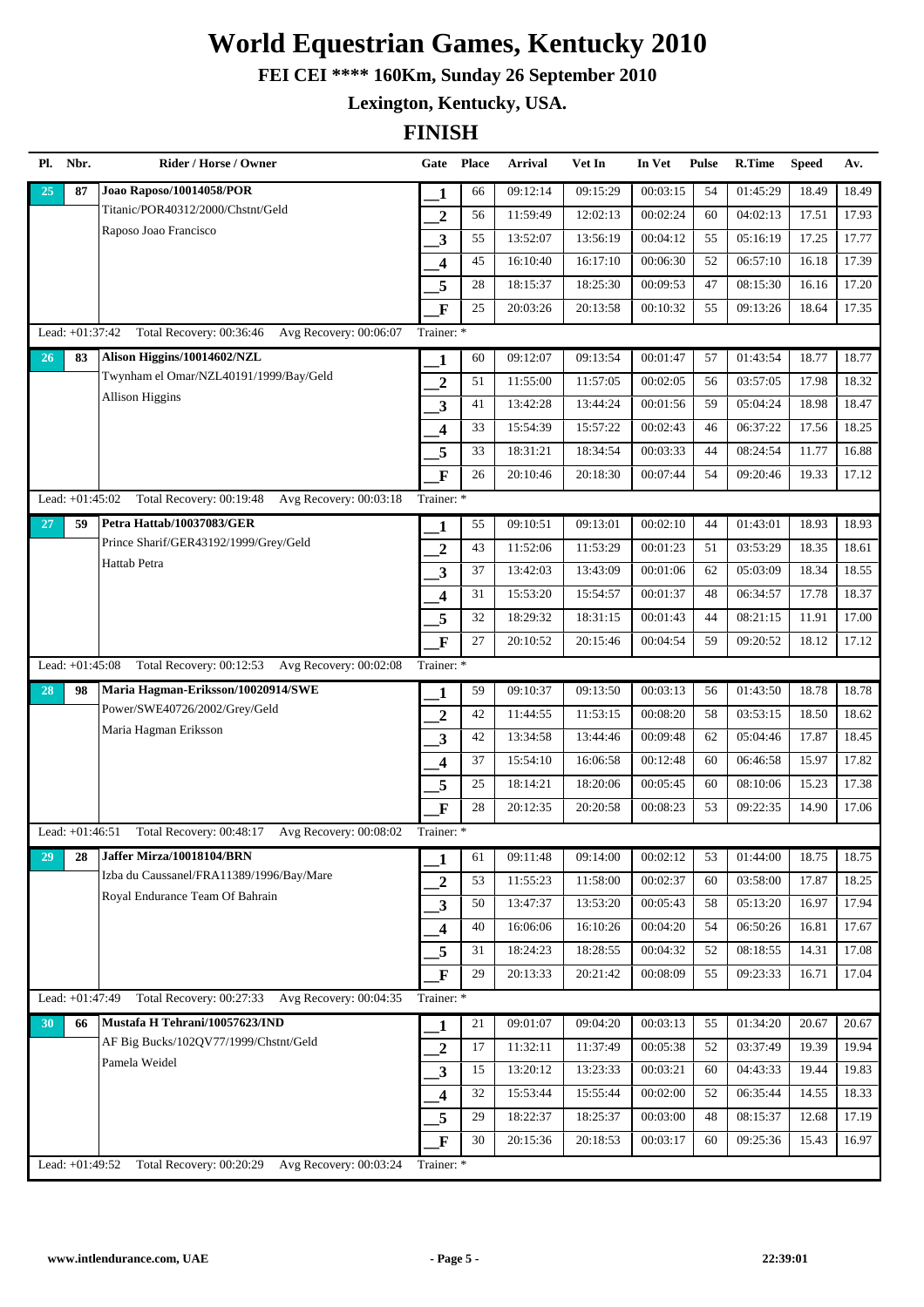# World Equestrian Games, Kentucky 2010

**FEI CEI \*\*\*\* 160Km, Sunday 26 September 2010**

**Lexington, Kentucky, USA.**

## FINISH

| Pl. | Nbr. | Rider / Horse / Owner | Gate | Place | Arrival | Vet In | In Vet | Pulse | R.Time | Speed | Av. |
|---|---|---|---|---|---|---|---|---|---|---|---|
| 25 | 87 | **Joao Raposo/10014058/POR** | 1 | 66 | 09:12:14 | 09:15:29 | 00:03:15 | 54 | 01:45:29 | 18.49 | 18.49 |
| | | Titanic/POR40312/2000/Chstnt/Geld | 2 | 56 | 11:59:49 | 12:02:13 | 00:02:24 | 60 | 04:02:13 | 17.51 | 17.93 |
| | | Raposo Joao Francisco | 3 | 55 | 13:52:07 | 13:56:19 | 00:04:12 | 55 | 05:16:19 | 17.25 | 17.77 |
| | | | 4 | 45 | 16:10:40 | 16:17:10 | 00:06:30 | 52 | 06:57:10 | 16.18 | 17.39 |
| | | | 5 | 28 | 18:15:37 | 18:25:30 | 00:09:53 | 47 | 08:15:30 | 16.16 | 17.20 |
| | | | F | 25 | 20:03:26 | 20:13:58 | 00:10:32 | 55 | 09:13:26 | 18.64 | 17.35 |
| Lead: +01:37:42 | | Total Recovery: 00:36:46 Avg Recovery: 00:06:07 | Trainer: * | | | | | | | | |
| 26 | 83 | **Alison Higgins/10014602/NZL** | 1 | 60 | 09:12:07 | 09:13:54 | 00:01:47 | 57 | 01:43:54 | 18.77 | 18.77 |
| | | Twynham el Omar/NZL40191/1999/Bay/Geld | 2 | 51 | 11:55:00 | 11:57:05 | 00:02:05 | 56 | 03:57:05 | 17.98 | 18.32 |
| | | Allison Higgins | 3 | 41 | 13:42:28 | 13:44:24 | 00:01:56 | 59 | 05:04:24 | 18.98 | 18.47 |
| | | | 4 | 33 | 15:54:39 | 15:57:22 | 00:02:43 | 46 | 06:37:22 | 17.56 | 18.25 |
| | | | 5 | 33 | 18:31:21 | 18:34:54 | 00:03:33 | 44 | 08:24:54 | 11.77 | 16.88 |
| | | | F | 26 | 20:10:46 | 20:18:30 | 00:07:44 | 54 | 09:20:46 | 19.33 | 17.12 |
| Lead: +01:45:02 | | Total Recovery: 00:19:48 Avg Recovery: 00:03:18 | Trainer: * | | | | | | | | |
| 27 | 59 | **Petra Hattab/10037083/GER** | 1 | 55 | 09:10:51 | 09:13:01 | 00:02:10 | 44 | 01:43:01 | 18.93 | 18.93 |
| | | Prince Sharif/GER43192/1999/Grey/Geld | 2 | 43 | 11:52:06 | 11:53:29 | 00:01:23 | 51 | 03:53:29 | 18.35 | 18.61 |
| | | Hattab Petra | 3 | 37 | 13:42:03 | 13:43:09 | 00:01:06 | 62 | 05:03:09 | 18.34 | 18.55 |
| | | | 4 | 31 | 15:53:20 | 15:54:57 | 00:01:37 | 48 | 06:34:57 | 17.78 | 18.37 |
| | | | 5 | 32 | 18:29:32 | 18:31:15 | 00:01:43 | 44 | 08:21:15 | 11.91 | 17.00 |
| | | | F | 27 | 20:10:52 | 20:15:46 | 00:04:54 | 59 | 09:20:52 | 18.12 | 17.12 |
| Lead: +01:45:08 | | Total Recovery: 00:12:53 Avg Recovery: 00:02:08 | Trainer: * | | | | | | | | |
| 28 | 98 | **Maria Hagman-Eriksson/10020914/SWE** | 1 | 59 | 09:10:37 | 09:13:50 | 00:03:13 | 56 | 01:43:50 | 18.78 | 18.78 |
| | | Power/SWE40726/2002/Grey/Geld | 2 | 42 | 11:44:55 | 11:53:15 | 00:08:20 | 58 | 03:53:15 | 18.50 | 18.62 |
| | | Maria Hagman Eriksson | 3 | 42 | 13:34:58 | 13:44:46 | 00:09:48 | 62 | 05:04:46 | 17.87 | 18.45 |
| | | | 4 | 37 | 15:54:10 | 16:06:58 | 00:12:48 | 60 | 06:46:58 | 15.97 | 17.82 |
| | | | 5 | 25 | 18:14:21 | 18:20:06 | 00:05:45 | 60 | 08:10:06 | 15.23 | 17.38 |
| | | | F | 28 | 20:12:35 | 20:20:58 | 00:08:23 | 53 | 09:22:35 | 14.90 | 17.06 |
| Lead: +01:46:51 | | Total Recovery: 00:48:17 Avg Recovery: 00:08:02 | Trainer: * | | | | | | | | |
| 29 | 28 | **Jaffer Mirza/10018104/BRN** | 1 | 61 | 09:11:48 | 09:14:00 | 00:02:12 | 53 | 01:44:00 | 18.75 | 18.75 |
| | | Izba du Caussanel/FRA11389/1996/Bay/Mare | 2 | 53 | 11:55:23 | 11:58:00 | 00:02:37 | 60 | 03:58:00 | 17.87 | 18.25 |
| | | Royal Endurance Team Of Bahrain | 3 | 50 | 13:47:37 | 13:53:20 | 00:05:43 | 58 | 05:13:20 | 16.97 | 17.94 |
| | | | 4 | 40 | 16:06:06 | 16:10:26 | 00:04:20 | 54 | 06:50:26 | 16.81 | 17.67 |
| | | | 5 | 31 | 18:24:23 | 18:28:55 | 00:04:32 | 52 | 08:18:55 | 14.31 | 17.08 |
| | | | F | 29 | 20:13:33 | 20:21:42 | 00:08:09 | 55 | 09:23:33 | 16.71 | 17.04 |
| Lead: +01:47:49 | | Total Recovery: 00:27:33 Avg Recovery: 00:04:35 | Trainer: * | | | | | | | | |
| 30 | 66 | **Mustafa H Tehrani/10057623/IND** | 1 | 21 | 09:01:07 | 09:04:20 | 00:03:13 | 55 | 01:34:20 | 20.67 | 20.67 |
| | | AF Big Bucks/102QV77/1999/Chstnt/Geld | 2 | 17 | 11:32:11 | 11:37:49 | 00:05:38 | 52 | 03:37:49 | 19.39 | 19.94 |
| | | Pamela Weidel | 3 | 15 | 13:20:12 | 13:23:33 | 00:03:21 | 60 | 04:43:33 | 19.44 | 19.83 |
| | | | 4 | 32 | 15:53:44 | 15:55:44 | 00:02:00 | 52 | 06:35:44 | 14.55 | 18.33 |
| | | | 5 | 29 | 18:22:37 | 18:25:37 | 00:03:00 | 48 | 08:15:37 | 12.68 | 17.19 |
| | | | F | 30 | 20:15:36 | 20:18:53 | 00:03:17 | 60 | 09:25:36 | 15.43 | 16.97 |
| Lead: +01:49:52 | | Total Recovery: 00:20:29 Avg Recovery: 00:03:24 | Trainer: * | | | | | | | | |

www.intlendurance.com, UAE

22:39:01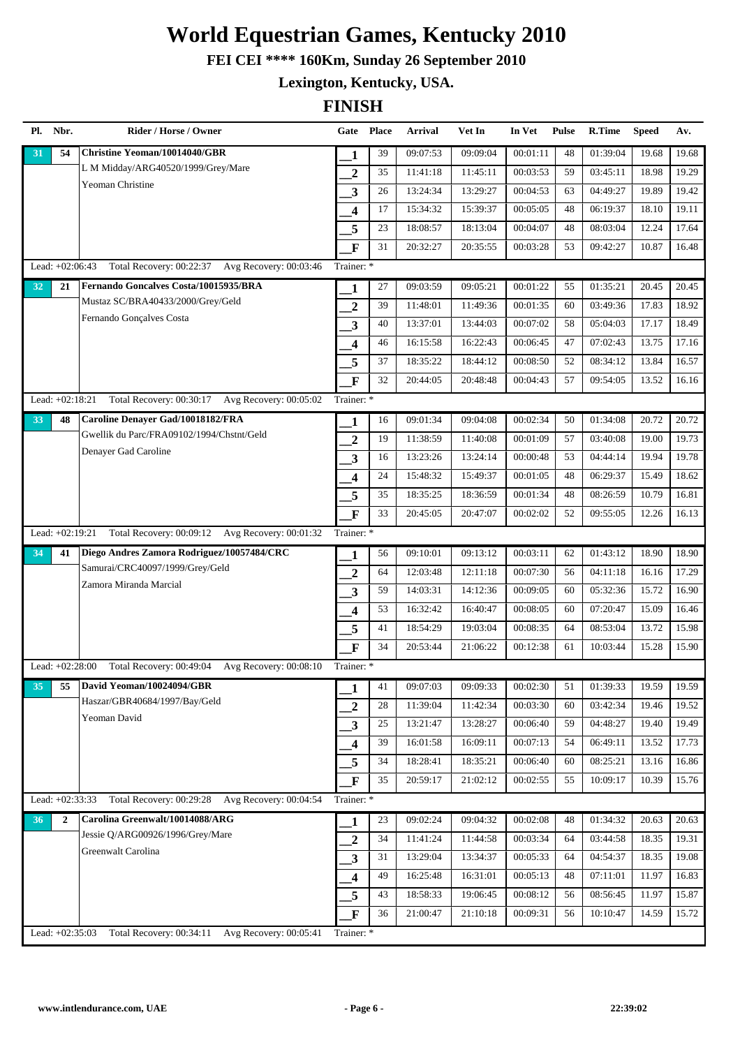# World Equestrian Games, Kentucky 2010

**FEI CEI \*\*\*\* 160Km, Sunday 26 September 2010**

**Lexington, Kentucky, USA.**

## FINISH

| Pl. | Nbr. | Rider / Horse / Owner | Gate | Place | Arrival | Vet In | In Vet | Pulse | R.Time | Speed | Av. |
|---|---|---|---|---|---|---|---|---|---|---|---|
| 31 | 54 | **Christine Yeoman/10014040/GBR** | 1 | 39 | 09:07:53 | 09:09:04 | 00:01:11 | 48 | 01:39:04 | 19.68 | 19.68 |
| | | L M Midday/ARG40520/1999/Grey/Mare | 2 | 35 | 11:41:18 | 11:45:11 | 00:03:53 | 59 | 03:45:11 | 18.98 | 19.29 |
| | | Yeoman Christine | 3 | 26 | 13:24:34 | 13:29:27 | 00:04:53 | 63 | 04:49:27 | 19.89 | 19.42 |
| | | | 4 | 17 | 15:34:32 | 15:39:37 | 00:05:05 | 48 | 06:19:37 | 18.10 | 19.11 |
| | | | 5 | 23 | 18:08:57 | 18:13:04 | 00:04:07 | 48 | 08:03:04 | 12.24 | 17.64 |
| | | | F | 31 | 20:32:27 | 20:35:55 | 00:03:28 | 53 | 09:42:27 | 10.87 | 16.48 |
| Lead: +02:06:43 | | Total Recovery: 00:22:37 Avg Recovery: 00:03:46 | Trainer: * | | | | | | | | |
| 32 | 21 | **Fernando Goncalves Costa/10015935/BRA** | 1 | 27 | 09:03:59 | 09:05:21 | 00:01:22 | 55 | 01:35:21 | 20.45 | 20.45 |
| | | Mustaz SC/BRA40433/2000/Grey/Geld | 2 | 39 | 11:48:01 | 11:49:36 | 00:01:35 | 60 | 03:49:36 | 17.83 | 18.92 |
| | | Fernando Gonçalves Costa | 3 | 40 | 13:37:01 | 13:44:03 | 00:07:02 | 58 | 05:04:03 | 17.17 | 18.49 |
| | | | 4 | 46 | 16:15:58 | 16:22:43 | 00:06:45 | 47 | 07:02:43 | 13.75 | 17.16 |
| | | | 5 | 37 | 18:35:22 | 18:44:12 | 00:08:50 | 52 | 08:34:12 | 13.84 | 16.57 |
| | | | F | 32 | 20:44:05 | 20:48:48 | 00:04:43 | 57 | 09:54:05 | 13.52 | 16.16 |
| Lead: +02:18:21 | | Total Recovery: 00:30:17 Avg Recovery: 00:05:02 | Trainer: * | | | | | | | | |
| 33 | 48 | **Caroline Denayer Gad/10018182/FRA** | 1 | 16 | 09:01:34 | 09:04:08 | 00:02:34 | 50 | 01:34:08 | 20.72 | 20.72 |
| | | Gwellik du Parc/FRA09102/1994/Chstnt/Geld | 2 | 19 | 11:38:59 | 11:40:08 | 00:01:09 | 57 | 03:40:08 | 19.00 | 19.73 |
| | | Denayer Gad Caroline | 3 | 16 | 13:23:26 | 13:24:14 | 00:00:48 | 53 | 04:44:14 | 19.94 | 19.78 |
| | | | 4 | 24 | 15:48:32 | 15:49:37 | 00:01:05 | 48 | 06:29:37 | 15.49 | 18.62 |
| | | | 5 | 35 | 18:35:25 | 18:36:59 | 00:01:34 | 48 | 08:26:59 | 10.79 | 16.81 |
| | | | F | 33 | 20:45:05 | 20:47:07 | 00:02:02 | 52 | 09:55:05 | 12.26 | 16.13 |
| Lead: +02:19:21 | | Total Recovery: 00:09:12 Avg Recovery: 00:01:32 | Trainer: * | | | | | | | | |
| 34 | 41 | **Diego Andres Zamora Rodriguez/10057484/CRC** | 1 | 56 | 09:10:01 | 09:13:12 | 00:03:11 | 62 | 01:43:12 | 18.90 | 18.90 |
| | | Samurai/CRC40097/1999/Grey/Geld | 2 | 64 | 12:03:48 | 12:11:18 | 00:07:30 | 56 | 04:11:18 | 16.16 | 17.29 |
| | | Zamora Miranda Marcial | 3 | 59 | 14:03:31 | 14:12:36 | 00:09:05 | 60 | 05:32:36 | 15.72 | 16.90 |
| | | | 4 | 53 | 16:32:42 | 16:40:47 | 00:08:05 | 60 | 07:20:47 | 15.09 | 16.46 |
| | | | 5 | 41 | 18:54:29 | 19:03:04 | 00:08:35 | 64 | 08:53:04 | 13.72 | 15.98 |
| | | | F | 34 | 20:53:44 | 21:06:22 | 00:12:38 | 61 | 10:03:44 | 15.28 | 15.90 |
| Lead: +02:28:00 | | Total Recovery: 00:49:04 Avg Recovery: 00:08:10 | Trainer: * | | | | | | | | |
| 35 | 55 | **David Yeoman/10024094/GBR** | 1 | 41 | 09:07:03 | 09:09:33 | 00:02:30 | 51 | 01:39:33 | 19.59 | 19.59 |
| | | Haszar/GBR40684/1997/Bay/Geld | 2 | 28 | 11:39:04 | 11:42:34 | 00:03:30 | 60 | 03:42:34 | 19.46 | 19.52 |
| | | Yeoman David | 3 | 25 | 13:21:47 | 13:28:27 | 00:06:40 | 59 | 04:48:27 | 19.40 | 19.49 |
| | | | 4 | 39 | 16:01:58 | 16:09:11 | 00:07:13 | 54 | 06:49:11 | 13.52 | 17.73 |
| | | | 5 | 34 | 18:28:41 | 18:35:21 | 00:06:40 | 60 | 08:25:21 | 13.16 | 16.86 |
| | | | F | 35 | 20:59:17 | 21:02:12 | 00:02:55 | 55 | 10:09:17 | 10.39 | 15.76 |
| Lead: +02:33:33 | | Total Recovery: 00:29:28 Avg Recovery: 00:04:54 | Trainer: * | | | | | | | | |
| 36 | 2 | **Carolina Greenwalt/10014088/ARG** | 1 | 23 | 09:02:24 | 09:04:32 | 00:02:08 | 48 | 01:34:32 | 20.63 | 20.63 |
| | | Jessie Q/ARG00926/1996/Grey/Mare | 2 | 34 | 11:41:24 | 11:44:58 | 00:03:34 | 64 | 03:44:58 | 18.35 | 19.31 |
| | | Greenwalt Carolina | 3 | 31 | 13:29:04 | 13:34:37 | 00:05:33 | 64 | 04:54:37 | 18.35 | 19.08 |
| | | | 4 | 49 | 16:25:48 | 16:31:01 | 00:05:13 | 48 | 07:11:01 | 11.97 | 16.83 |
| | | | 5 | 43 | 18:58:33 | 19:06:45 | 00:08:12 | 56 | 08:56:45 | 11.97 | 15.87 |
| | | | F | 36 | 21:00:47 | 21:10:18 | 00:09:31 | 56 | 10:10:47 | 14.59 | 15.72 |
| Lead: +02:35:03 | | Total Recovery: 00:34:11 Avg Recovery: 00:05:41 | Trainer: * | | | | | | | | |

www.intlendurance.com, UAE — 22:39:02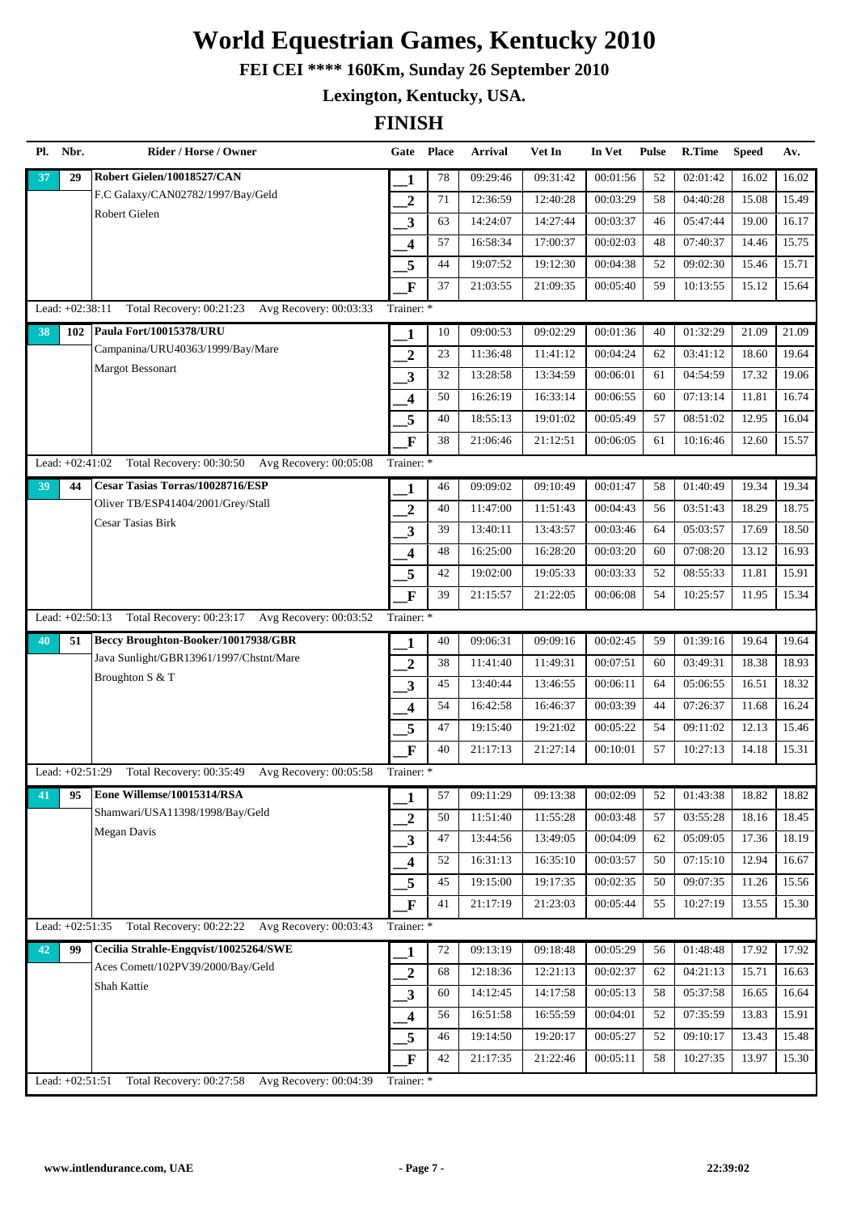# World Equestrian Games, Kentucky 2010

**FEI CEI \*\*\*\* 160Km, Sunday 26 September 2010**

**Lexington, Kentucky, USA.**

## FINISH

| Pl. | Nbr. | Rider / Horse / Owner | Gate | Place | Arrival | Vet In | In Vet | Pulse | R.Time | Speed | Av. |
|---|---|---|---|---|---|---|---|---|---|---|---|
| 37 | 29 | **Robert Gielen/10018527/CAN** | 1 | 78 | 09:29:46 | 09:31:42 | 00:01:56 | 52 | 02:01:42 | 16.02 | 16.02 |
| | | F.C Galaxy/CAN02782/1997/Bay/Geld | 2 | 71 | 12:36:59 | 12:40:28 | 00:03:29 | 58 | 04:40:28 | 15.08 | 15.49 |
| | | Robert Gielen | 3 | 63 | 14:24:07 | 14:27:44 | 00:03:37 | 46 | 05:47:44 | 19.00 | 16.17 |
| | | | 4 | 57 | 16:58:34 | 17:00:37 | 00:02:03 | 48 | 07:40:37 | 14.46 | 15.75 |
| | | | 5 | 44 | 19:07:52 | 19:12:30 | 00:04:38 | 52 | 09:02:30 | 15.46 | 15.71 |
| | | | F | 37 | 21:03:55 | 21:09:35 | 00:05:40 | 59 | 10:13:55 | 15.12 | 15.64 |
| Lead: +02:38:11 | | Total Recovery: 00:21:23 Avg Recovery: 00:03:33 | Trainer: * | | | | | | | | |
| 38 | 102 | **Paula Fort/10015378/URU** | 1 | 10 | 09:00:53 | 09:02:29 | 00:01:36 | 40 | 01:32:29 | 21.09 | 21.09 |
| | | Campanina/URU40363/1999/Bay/Mare | 2 | 23 | 11:36:48 | 11:41:12 | 00:04:24 | 62 | 03:41:12 | 18.60 | 19.64 |
| | | Margot Bessonart | 3 | 32 | 13:28:58 | 13:34:59 | 00:06:01 | 61 | 04:54:59 | 17.32 | 19.06 |
| | | | 4 | 50 | 16:26:19 | 16:33:14 | 00:06:55 | 60 | 07:13:14 | 11.81 | 16.74 |
| | | | 5 | 40 | 18:55:13 | 19:01:02 | 00:05:49 | 57 | 08:51:02 | 12.95 | 16.04 |
| | | | F | 38 | 21:06:46 | 21:12:51 | 00:06:05 | 61 | 10:16:46 | 12.60 | 15.57 |
| Lead: +02:41:02 | | Total Recovery: 00:30:50 Avg Recovery: 00:05:08 | Trainer: * | | | | | | | | |
| 39 | 44 | **Cesar Tasias Torras/10028716/ESP** | 1 | 46 | 09:09:02 | 09:10:49 | 00:01:47 | 58 | 01:40:49 | 19.34 | 19.34 |
| | | Oliver TB/ESP41404/2001/Grey/Stall | 2 | 40 | 11:47:00 | 11:51:43 | 00:04:43 | 56 | 03:51:43 | 18.29 | 18.75 |
| | | Cesar Tasias Birk | 3 | 39 | 13:40:11 | 13:43:57 | 00:03:46 | 64 | 05:03:57 | 17.69 | 18.50 |
| | | | 4 | 48 | 16:25:00 | 16:28:20 | 00:03:20 | 60 | 07:08:20 | 13.12 | 16.93 |
| | | | 5 | 42 | 19:02:00 | 19:05:33 | 00:03:33 | 52 | 08:55:33 | 11.81 | 15.91 |
| | | | F | 39 | 21:15:57 | 21:22:05 | 00:06:08 | 54 | 10:25:57 | 11.95 | 15.34 |
| Lead: +02:50:13 | | Total Recovery: 00:23:17 Avg Recovery: 00:03:52 | Trainer: * | | | | | | | | |
| 40 | 51 | **Beccy Broughton-Booker/10017938/GBR** | 1 | 40 | 09:06:31 | 09:09:16 | 00:02:45 | 59 | 01:39:16 | 19.64 | 19.64 |
| | | Java Sunlight/GBR13961/1997/Chstnt/Mare | 2 | 38 | 11:41:40 | 11:49:31 | 00:07:51 | 60 | 03:49:31 | 18.38 | 18.93 |
| | | Broughton S & T | 3 | 45 | 13:40:44 | 13:46:55 | 00:06:11 | 64 | 05:06:55 | 16.51 | 18.32 |
| | | | 4 | 54 | 16:42:58 | 16:46:37 | 00:03:39 | 44 | 07:26:37 | 11.68 | 16.24 |
| | | | 5 | 47 | 19:15:40 | 19:21:02 | 00:05:22 | 54 | 09:11:02 | 12.13 | 15.46 |
| | | | F | 40 | 21:17:13 | 21:27:14 | 00:10:01 | 57 | 10:27:13 | 14.18 | 15.31 |
| Lead: +02:51:29 | | Total Recovery: 00:35:49 Avg Recovery: 00:05:58 | Trainer: * | | | | | | | | |
| 41 | 95 | **Eone Willemse/10015314/RSA** | 1 | 57 | 09:11:29 | 09:13:38 | 00:02:09 | 52 | 01:43:38 | 18.82 | 18.82 |
| | | Shamwari/USA11398/1998/Bay/Geld | 2 | 50 | 11:51:40 | 11:55:28 | 00:03:48 | 57 | 03:55:28 | 18.16 | 18.45 |
| | | Megan Davis | 3 | 47 | 13:44:56 | 13:49:05 | 00:04:09 | 62 | 05:09:05 | 17.36 | 18.19 |
| | | | 4 | 52 | 16:31:13 | 16:35:10 | 00:03:57 | 50 | 07:15:10 | 12.94 | 16.67 |
| | | | 5 | 45 | 19:15:00 | 19:17:35 | 00:02:35 | 50 | 09:07:35 | 11.26 | 15.56 |
| | | | F | 41 | 21:17:19 | 21:23:03 | 00:05:44 | 55 | 10:27:19 | 13.55 | 15.30 |
| Lead: +02:51:35 | | Total Recovery: 00:22:22 Avg Recovery: 00:03:43 | Trainer: * | | | | | | | | |
| 42 | 99 | **Cecilia Strahle-Engqvist/10025264/SWE** | 1 | 72 | 09:13:19 | 09:18:48 | 00:05:29 | 56 | 01:48:48 | 17.92 | 17.92 |
| | | Aces Comett/102PV39/2000/Bay/Geld | 2 | 68 | 12:18:36 | 12:21:13 | 00:02:37 | 62 | 04:21:13 | 15.71 | 16.63 |
| | | Shah Kattie | 3 | 60 | 14:12:45 | 14:17:58 | 00:05:13 | 58 | 05:37:58 | 16.65 | 16.64 |
| | | | 4 | 56 | 16:51:58 | 16:55:59 | 00:04:01 | 52 | 07:35:59 | 13.83 | 15.91 |
| | | | 5 | 46 | 19:14:50 | 19:20:17 | 00:05:27 | 52 | 09:10:17 | 13.43 | 15.48 |
| | | | F | 42 | 21:17:35 | 21:22:46 | 00:05:11 | 58 | 10:27:35 | 13.97 | 15.30 |
| Lead: +02:51:51 | | Total Recovery: 00:27:58 Avg Recovery: 00:04:39 | Trainer: * | | | | | | | | |

www.intlendurance.com, UAE — 22:39:02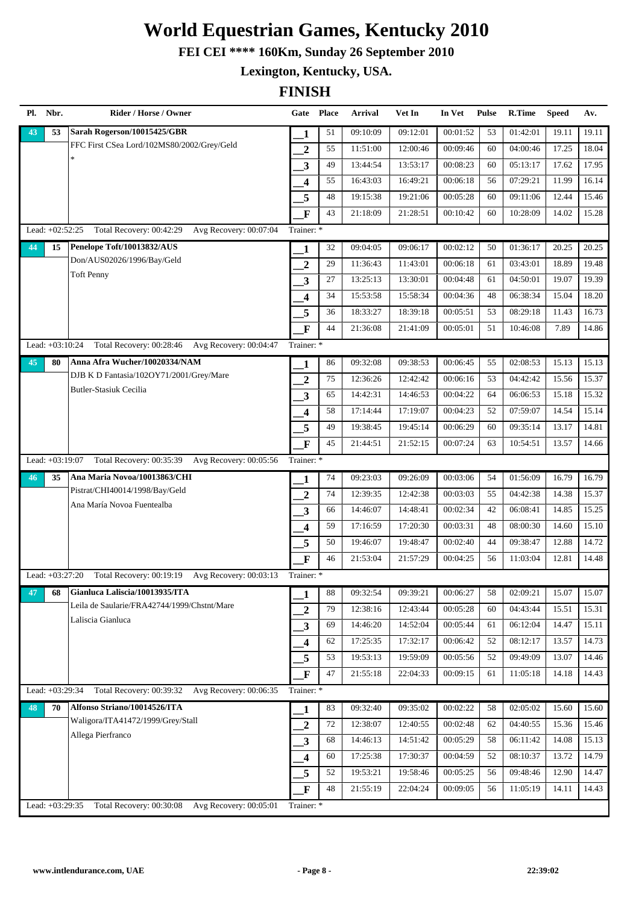# World Equestrian Games, Kentucky 2010

**FEI CEI \*\*\*\* 160Km, Sunday 26 September 2010**

**Lexington, Kentucky, USA.**

## FINISH

| Pl. | Nbr. | Rider / Horse / Owner | Gate | Place | Arrival | Vet In | In Vet | Pulse | R.Time | Speed | Av. |
|---|---|---|---|---|---|---|---|---|---|---|---|
| 43 | 53 | **Sarah Rogerson/10015425/GBR** | 1 | 51 | 09:10:09 | 09:12:01 | 00:01:52 | 53 | 01:42:01 | 19.11 | 19.11 |
| | | FFC First CSea Lord/102MS80/2002/Grey/Geld | 2 | 55 | 11:51:00 | 12:00:46 | 00:09:46 | 60 | 04:00:46 | 17.25 | 18.04 |
| | | * | 3 | 49 | 13:44:54 | 13:53:17 | 00:08:23 | 60 | 05:13:17 | 17.62 | 17.95 |
| | | | 4 | 55 | 16:43:03 | 16:49:21 | 00:06:18 | 56 | 07:29:21 | 11.99 | 16.14 |
| | | | 5 | 48 | 19:15:38 | 19:21:06 | 00:05:28 | 60 | 09:11:06 | 12.44 | 15.46 |
| | | | F | 43 | 21:18:09 | 21:28:51 | 00:10:42 | 60 | 10:28:09 | 14.02 | 15.28 |
| Lead: +02:52:25 | | Total Recovery: 00:42:29 Avg Recovery: 00:07:04 | Trainer: * | | | | | | | | |
| 44 | 15 | **Penelope Toft/10013832/AUS** | 1 | 32 | 09:04:05 | 09:06:17 | 00:02:12 | 50 | 01:36:17 | 20.25 | 20.25 |
| | | Don/AUS02026/1996/Bay/Geld | 2 | 29 | 11:36:43 | 11:43:01 | 00:06:18 | 61 | 03:43:01 | 18.89 | 19.48 |
| | | Toft Penny | 3 | 27 | 13:25:13 | 13:30:01 | 00:04:48 | 61 | 04:50:01 | 19.07 | 19.39 |
| | | | 4 | 34 | 15:53:58 | 15:58:34 | 00:04:36 | 48 | 06:38:34 | 15.04 | 18.20 |
| | | | 5 | 36 | 18:33:27 | 18:39:18 | 00:05:51 | 53 | 08:29:18 | 11.43 | 16.73 |
| | | | F | 44 | 21:36:08 | 21:41:09 | 00:05:01 | 51 | 10:46:08 | 7.89 | 14.86 |
| Lead: +03:10:24 | | Total Recovery: 00:28:46 Avg Recovery: 00:04:47 | Trainer: * | | | | | | | | |
| 45 | 80 | **Anna Afra Wucher/10020334/NAM** | 1 | 86 | 09:32:08 | 09:38:53 | 00:06:45 | 55 | 02:08:53 | 15.13 | 15.13 |
| | | DJB K D Fantasia/102OY71/2001/Grey/Mare | 2 | 75 | 12:36:26 | 12:42:42 | 00:06:16 | 53 | 04:42:42 | 15.56 | 15.37 |
| | | Butler-Stasiuk Cecilia | 3 | 65 | 14:42:31 | 14:46:53 | 00:04:22 | 64 | 06:06:53 | 15.18 | 15.32 |
| | | | 4 | 58 | 17:14:44 | 17:19:07 | 00:04:23 | 52 | 07:59:07 | 14.54 | 15.14 |
| | | | 5 | 49 | 19:38:45 | 19:45:14 | 00:06:29 | 60 | 09:35:14 | 13.17 | 14.81 |
| | | | F | 45 | 21:44:51 | 21:52:15 | 00:07:24 | 63 | 10:54:51 | 13.57 | 14.66 |
| Lead: +03:19:07 | | Total Recovery: 00:35:39 Avg Recovery: 00:05:56 | Trainer: * | | | | | | | | |
| 46 | 35 | **Ana Maria Novoa/10013863/CHI** | 1 | 74 | 09:23:03 | 09:26:09 | 00:03:06 | 54 | 01:56:09 | 16.79 | 16.79 |
| | | Pistrat/CHI40014/1998/Bay/Geld | 2 | 74 | 12:39:35 | 12:42:38 | 00:03:03 | 55 | 04:42:38 | 14.38 | 15.37 |
| | | Ana María Novoa Fuentealba | 3 | 66 | 14:46:07 | 14:48:41 | 00:02:34 | 42 | 06:08:41 | 14.85 | 15.25 |
| | | | 4 | 59 | 17:16:59 | 17:20:30 | 00:03:31 | 48 | 08:00:30 | 14.60 | 15.10 |
| | | | 5 | 50 | 19:46:07 | 19:48:47 | 00:02:40 | 44 | 09:38:47 | 12.88 | 14.72 |
| | | | F | 46 | 21:53:04 | 21:57:29 | 00:04:25 | 56 | 11:03:04 | 12.81 | 14.48 |
| Lead: +03:27:20 | | Total Recovery: 00:19:19 Avg Recovery: 00:03:13 | Trainer: * | | | | | | | | |
| 47 | 68 | **Gianluca Laliscia/10013935/ITA** | 1 | 88 | 09:32:54 | 09:39:21 | 00:06:27 | 58 | 02:09:21 | 15.07 | 15.07 |
| | | Leila de Saularie/FRA42744/1999/Chstnt/Mare | 2 | 79 | 12:38:16 | 12:43:44 | 00:05:28 | 60 | 04:43:44 | 15.51 | 15.31 |
| | | Laliscia Gianluca | 3 | 69 | 14:46:20 | 14:52:04 | 00:05:44 | 61 | 06:12:04 | 14.47 | 15.11 |
| | | | 4 | 62 | 17:25:35 | 17:32:17 | 00:06:42 | 52 | 08:12:17 | 13.57 | 14.73 |
| | | | 5 | 53 | 19:53:13 | 19:59:09 | 00:05:56 | 52 | 09:49:09 | 13.07 | 14.46 |
| | | | F | 47 | 21:55:18 | 22:04:33 | 00:09:15 | 61 | 11:05:18 | 14.18 | 14.43 |
| Lead: +03:29:34 | | Total Recovery: 00:39:32 Avg Recovery: 00:06:35 | Trainer: * | | | | | | | | |
| 48 | 70 | **Alfonso Striano/10014526/ITA** | 1 | 83 | 09:32:40 | 09:35:02 | 00:02:22 | 58 | 02:05:02 | 15.60 | 15.60 |
| | | Waligora/ITA41472/1999/Grey/Stall | 2 | 72 | 12:38:07 | 12:40:55 | 00:02:48 | 62 | 04:40:55 | 15.36 | 15.46 |
| | | Allega Pierfranco | 3 | 68 | 14:46:13 | 14:51:42 | 00:05:29 | 58 | 06:11:42 | 14.08 | 15.13 |
| | | | 4 | 60 | 17:25:38 | 17:30:37 | 00:04:59 | 52 | 08:10:37 | 13.72 | 14.79 |
| | | | 5 | 52 | 19:53:21 | 19:58:46 | 00:05:25 | 56 | 09:48:46 | 12.90 | 14.47 |
| | | | F | 48 | 21:55:19 | 22:04:24 | 00:09:05 | 56 | 11:05:19 | 14.11 | 14.43 |
| Lead: +03:29:35 | | Total Recovery: 00:30:08 Avg Recovery: 00:05:01 | Trainer: * | | | | | | | | |

www.intlendurance.com, UAE

22:39:02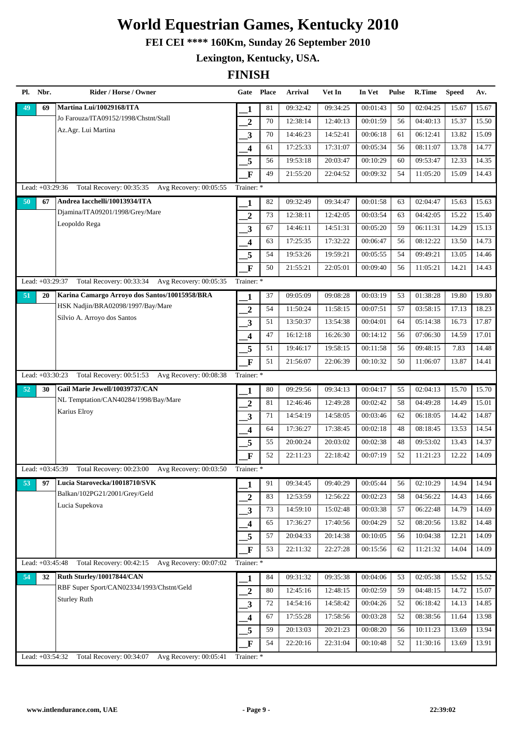# World Equestrian Games, Kentucky 2010

**FEI CEI \*\*\*\* 160Km, Sunday 26 September 2010**

**Lexington, Kentucky, USA.**

## FINISH

| Pl. | Nbr. | Rider / Horse / Owner | Gate | Place | Arrival | Vet In | In Vet | Pulse | R.Time | Speed | Av. |
|---|---|---|---|---|---|---|---|---|---|---|---|
| 49 | 69 | **Martina Lui/10029168/ITA** | 1 | 81 | 09:32:42 | 09:34:25 | 00:01:43 | 50 | 02:04:25 | 15.67 | 15.67 |
| | | Jo Farouza/ITA09152/1998/Chstnt/Stall | 2 | 70 | 12:38:14 | 12:40:13 | 00:01:59 | 56 | 04:40:13 | 15.37 | 15.50 |
| | | Az.Agr. Lui Martina | 3 | 70 | 14:46:23 | 14:52:41 | 00:06:18 | 61 | 06:12:41 | 13.82 | 15.09 |
| | | | 4 | 61 | 17:25:33 | 17:31:07 | 00:05:34 | 56 | 08:11:07 | 13.78 | 14.77 |
| | | | 5 | 56 | 19:53:18 | 20:03:47 | 00:10:29 | 60 | 09:53:47 | 12.33 | 14.35 |
| | | | F | 49 | 21:55:20 | 22:04:52 | 00:09:32 | 54 | 11:05:20 | 15.09 | 14.43 |
| Lead: +03:29:36 | | Total Recovery: 00:35:35 Avg Recovery: 00:05:55 | Trainer: * | | | | | | | | |
| 50 | 67 | **Andrea Iacchelli/10013934/ITA** | 1 | 82 | 09:32:49 | 09:34:47 | 00:01:58 | 63 | 02:04:47 | 15.63 | 15.63 |
| | | Djamina/ITA09201/1998/Grey/Mare | 2 | 73 | 12:38:11 | 12:42:05 | 00:03:54 | 63 | 04:42:05 | 15.22 | 15.40 |
| | | Leopoldo Rega | 3 | 67 | 14:46:11 | 14:51:31 | 00:05:20 | 59 | 06:11:31 | 14.29 | 15.13 |
| | | | 4 | 63 | 17:25:35 | 17:32:22 | 00:06:47 | 56 | 08:12:22 | 13.50 | 14.73 |
| | | | 5 | 54 | 19:53:26 | 19:59:21 | 00:05:55 | 54 | 09:49:21 | 13.05 | 14.46 |
| | | | F | 50 | 21:55:21 | 22:05:01 | 00:09:40 | 56 | 11:05:21 | 14.21 | 14.43 |
| Lead: +03:29:37 | | Total Recovery: 00:33:34 Avg Recovery: 00:05:35 | Trainer: * | | | | | | | | |
| 51 | 20 | **Karina Camargo Arroyo dos Santos/10015958/BRA** | 1 | 37 | 09:05:09 | 09:08:28 | 00:03:19 | 53 | 01:38:28 | 19.80 | 19.80 |
| | | HSK Nadjin/BRA02098/1997/Bay/Mare | 2 | 54 | 11:50:24 | 11:58:15 | 00:07:51 | 57 | 03:58:15 | 17.13 | 18.23 |
| | | Silvio A. Arroyo dos Santos | 3 | 51 | 13:50:37 | 13:54:38 | 00:04:01 | 64 | 05:14:38 | 16.73 | 17.87 |
| | | | 4 | 47 | 16:12:18 | 16:26:30 | 00:14:12 | 56 | 07:06:30 | 14.59 | 17.01 |
| | | | 5 | 51 | 19:46:17 | 19:58:15 | 00:11:58 | 56 | 09:48:15 | 7.83 | 14.48 |
| | | | F | 51 | 21:56:07 | 22:06:39 | 00:10:32 | 50 | 11:06:07 | 13.87 | 14.41 |
| Lead: +03:30:23 | | Total Recovery: 00:51:53 Avg Recovery: 00:08:38 | Trainer: * | | | | | | | | |
| 52 | 30 | **Gail Marie Jewell/10039737/CAN** | 1 | 80 | 09:29:56 | 09:34:13 | 00:04:17 | 55 | 02:04:13 | 15.70 | 15.70 |
| | | NL Temptation/CAN40284/1998/Bay/Mare | 2 | 81 | 12:46:46 | 12:49:28 | 00:02:42 | 58 | 04:49:28 | 14.49 | 15.01 |
| | | Karius Elroy | 3 | 71 | 14:54:19 | 14:58:05 | 00:03:46 | 62 | 06:18:05 | 14.42 | 14.87 |
| | | | 4 | 64 | 17:36:27 | 17:38:45 | 00:02:18 | 48 | 08:18:45 | 13.53 | 14.54 |
| | | | 5 | 55 | 20:00:24 | 20:03:02 | 00:02:38 | 48 | 09:53:02 | 13.43 | 14.37 |
| | | | F | 52 | 22:11:23 | 22:18:42 | 00:07:19 | 52 | 11:21:23 | 12.22 | 14.09 |
| Lead: +03:45:39 | | Total Recovery: 00:23:00 Avg Recovery: 00:03:50 | Trainer: * | | | | | | | | |
| 53 | 97 | **Lucia Starovecka/10018710/SVK** | 1 | 91 | 09:34:45 | 09:40:29 | 00:05:44 | 56 | 02:10:29 | 14.94 | 14.94 |
| | | Balkan/102PG21/2001/Grey/Geld | 2 | 83 | 12:53:59 | 12:56:22 | 00:02:23 | 58 | 04:56:22 | 14.43 | 14.66 |
| | | Lucia Supekova | 3 | 73 | 14:59:10 | 15:02:48 | 00:03:38 | 57 | 06:22:48 | 14.79 | 14.69 |
| | | | 4 | 65 | 17:36:27 | 17:40:56 | 00:04:29 | 52 | 08:20:56 | 13.82 | 14.48 |
| | | | 5 | 57 | 20:04:33 | 20:14:38 | 00:10:05 | 56 | 10:04:38 | 12.21 | 14.09 |
| | | | F | 53 | 22:11:32 | 22:27:28 | 00:15:56 | 62 | 11:21:32 | 14.04 | 14.09 |
| Lead: +03:45:48 | | Total Recovery: 00:42:15 Avg Recovery: 00:07:02 | Trainer: * | | | | | | | | |
| 54 | 32 | **Ruth Sturley/10017844/CAN** | 1 | 84 | 09:31:32 | 09:35:38 | 00:04:06 | 53 | 02:05:38 | 15.52 | 15.52 |
| | | RBF Super Sport/CAN02334/1993/Chstnt/Geld | 2 | 80 | 12:45:16 | 12:48:15 | 00:02:59 | 59 | 04:48:15 | 14.72 | 15.07 |
| | | Sturley Ruth | 3 | 72 | 14:54:16 | 14:58:42 | 00:04:26 | 52 | 06:18:42 | 14.13 | 14.85 |
| | | | 4 | 67 | 17:55:28 | 17:58:56 | 00:03:28 | 52 | 08:38:56 | 11.64 | 13.98 |
| | | | 5 | 59 | 20:13:03 | 20:21:23 | 00:08:20 | 56 | 10:11:23 | 13.69 | 13.94 |
| | | | F | 54 | 22:20:16 | 22:31:04 | 00:10:48 | 52 | 11:30:16 | 13.69 | 13.91 |
| Lead: +03:54:32 | | Total Recovery: 00:34:07 Avg Recovery: 00:05:41 | Trainer: * | | | | | | | | |

www.intlendurance.com, UAE — 22:39:02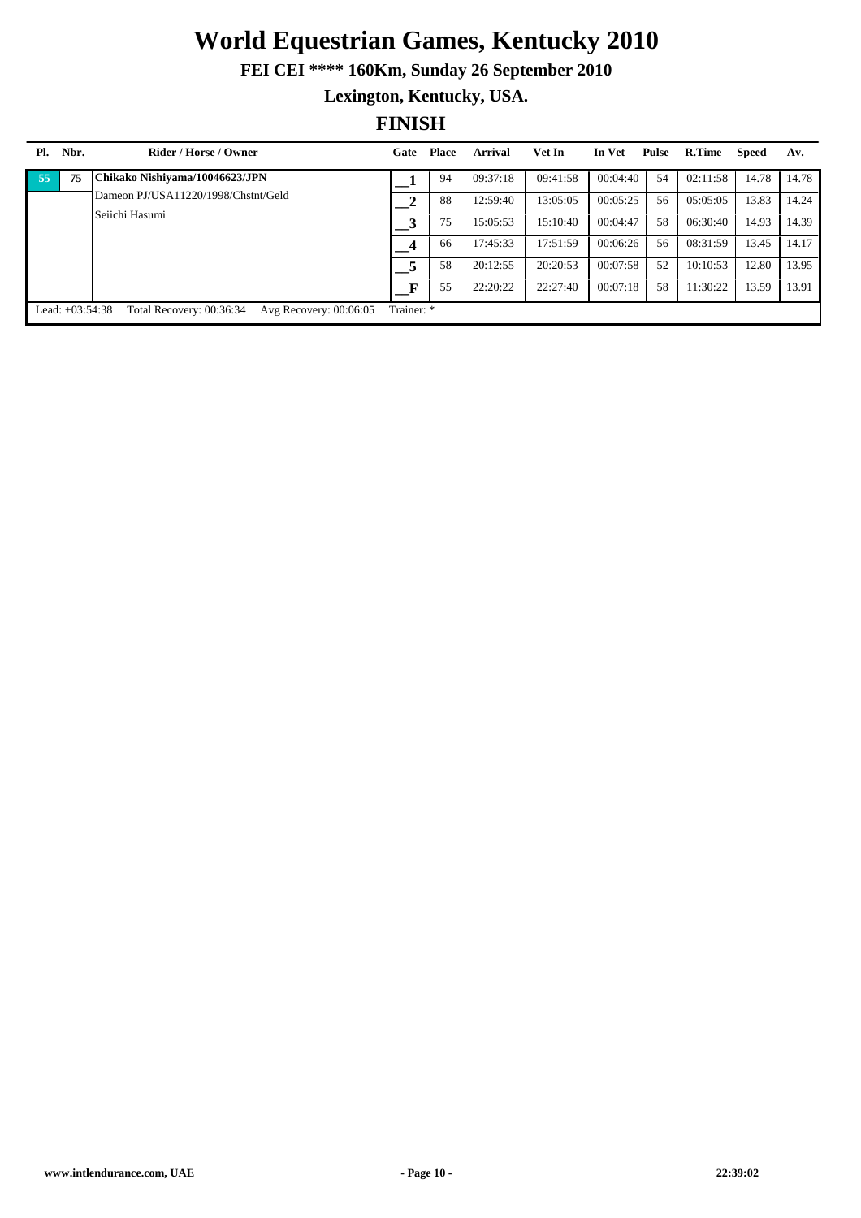# World Equestrian Games, Kentucky 2010

**FEI CEI \*\*\*\* 160Km, Sunday 26 September 2010**

**Lexington, Kentucky, USA.**

## FINISH

| Pl. | Nbr. | Rider / Horse / Owner | Gate | Place | Arrival | Vet In | In Vet | Pulse | R.Time | Speed | Av. |
|---|---|---|---|---|---|---|---|---|---|---|---|
| 55 | 75 | **Chikako Nishiyama/10046623/JPN** | 1 | 94 | 09:37:18 | 09:41:58 | 00:04:40 | 54 | 02:11:58 | 14.78 | 14.78 |
| | | Dameon PJ/USA11220/1998/Chstnt/Geld | 2 | 88 | 12:59:40 | 13:05:05 | 00:05:25 | 56 | 05:05:05 | 13.83 | 14.24 |
| | | Seiichi Hasumi | 3 | 75 | 15:05:53 | 15:10:40 | 00:04:47 | 58 | 06:30:40 | 14.93 | 14.39 |
| | | | 4 | 66 | 17:45:33 | 17:51:59 | 00:06:26 | 56 | 08:31:59 | 13.45 | 14.17 |
| | | | 5 | 58 | 20:12:55 | 20:20:53 | 00:07:58 | 52 | 10:10:53 | 12.80 | 13.95 |
| | | | F | 55 | 22:20:22 | 22:27:40 | 00:07:18 | 58 | 11:30:22 | 13.59 | 13.91 |

Lead: +03:54:38 Total Recovery: 00:36:34 Avg Recovery: 00:06:05 Trainer: *

www.intlendurance.com, UAE 22:39:02